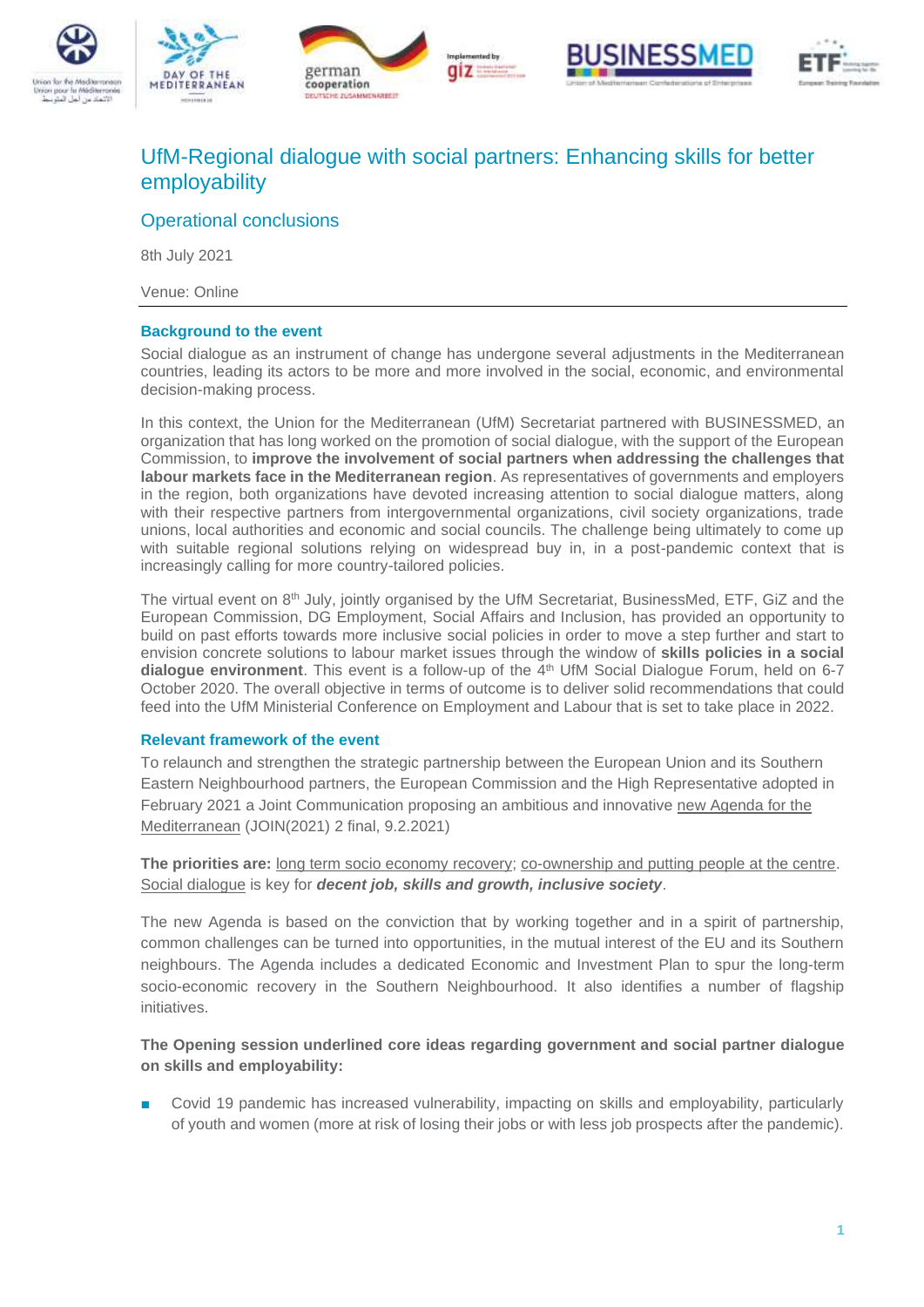# UfM-Regional dialogue with social partners: Enhancing skills for better employability

## Operational conclusions

8th July 2021

Venue: Online

### Background to the event

Social dialogue as an instrument of change has undergone several adjustments in the Mediterranean countries, leading its actors to be more and more involved in the social, economic, and environmental decision-making process.

In this context, the Union for the Mediterranean (UfM) Secretariat partnered with BUSINESSMED, an organization that has long worked on the promotion of social dialogue, with the support of the European Commission, to **improve the involvement of social partners when addressing the challenges that labour markets face in the Mediterranean region**. As representatives of governments and employers in the region, both organizations have devoted increasing attention to social dialogue matters, along with their respective partners from intergovernmental organizations, civil society organizations, trade unions, local authorities and economic and social councils. The challenge being ultimately to come up with suitable regional solutions relying on widespread buy in, in a post-pandemic context that is increasingly calling for more country-tailored policies.

The virtual event on 8th July, jointly organised by the UfM Secretariat, BusinessMed, ETF, GiZ and the European Commission, DG Employment, Social Affairs and Inclusion, has provided an opportunity to build on past efforts towards more inclusive social policies in order to move a step further and start to envision concrete solutions to labour market issues through the window of **skills policies in a social dialogue environment**. This event is a follow-up of the 4th UfM Social Dialogue Forum, held on 6-7 October 2020. The overall objective in terms of outcome is to deliver solid recommendations that could feed into the UfM Ministerial Conference on Employment and Labour that is set to take place in 2022.

### Relevant framework of the event

To relaunch and strengthen the strategic partnership between the European Union and its Southern Eastern Neighbourhood partners, the European Commission and the High Representative adopted in February 2021 a Joint Communication proposing an ambitious and innovative new Agenda for the Mediterranean (JOIN(2021) 2 final, 9.2.2021)

**The priorities are:** long term socio economy recovery; co-ownership and putting people at the centre. Social dialogue is key for ***decent job, skills and growth, inclusive society***.

The new Agenda is based on the conviction that by working together and in a spirit of partnership, common challenges can be turned into opportunities, in the mutual interest of the EU and its Southern neighbours. The Agenda includes a dedicated Economic and Investment Plan to spur the long-term socio-economic recovery in the Southern Neighbourhood. It also identifies a number of flagship initiatives.

**The Opening session underlined core ideas regarding government and social partner dialogue on skills and employability:**

- Covid 19 pandemic has increased vulnerability, impacting on skills and employability, particularly of youth and women (more at risk of losing their jobs or with less job prospects after the pandemic).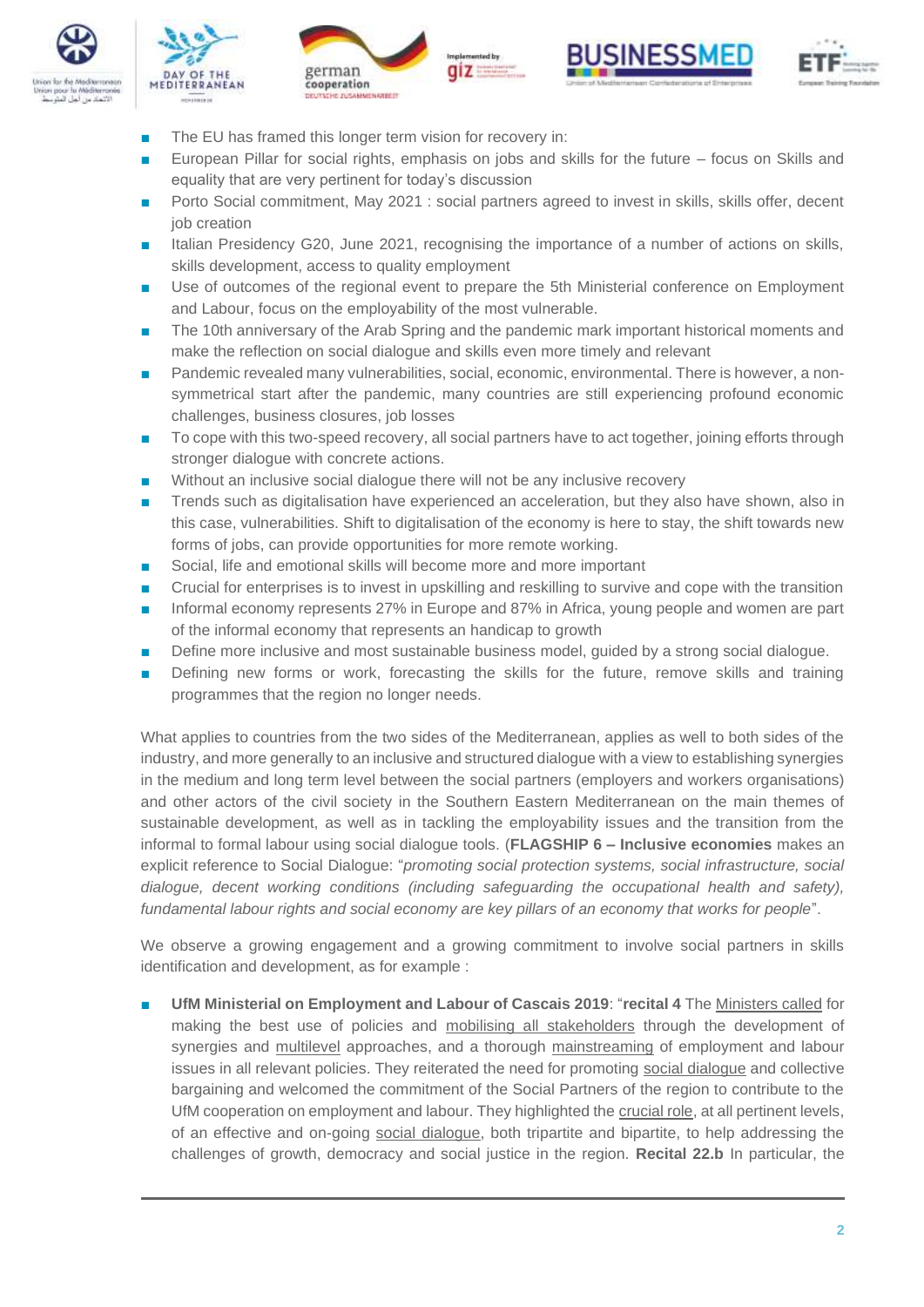- The EU has framed this longer term vision for recovery in:
- European Pillar for social rights, emphasis on jobs and skills for the future – focus on Skills and equality that are very pertinent for today's discussion
- Porto Social commitment, May 2021 : social partners agreed to invest in skills, skills offer, decent job creation
- Italian Presidency G20, June 2021, recognising the importance of a number of actions on skills, skills development, access to quality employment
- Use of outcomes of the regional event to prepare the 5th Ministerial conference on Employment and Labour, focus on the employability of the most vulnerable.
- The 10th anniversary of the Arab Spring and the pandemic mark important historical moments and make the reflection on social dialogue and skills even more timely and relevant
- Pandemic revealed many vulnerabilities, social, economic, environmental. There is however, a non-symmetrical start after the pandemic, many countries are still experiencing profound economic challenges, business closures, job losses
- To cope with this two-speed recovery, all social partners have to act together, joining efforts through stronger dialogue with concrete actions.
- Without an inclusive social dialogue there will not be any inclusive recovery
- Trends such as digitalisation have experienced an acceleration, but they also have shown, also in this case, vulnerabilities. Shift to digitalisation of the economy is here to stay, the shift towards new forms of jobs, can provide opportunities for more remote working.
- Social, life and emotional skills will become more and more important
- Crucial for enterprises is to invest in upskilling and reskilling to survive and cope with the transition
- Informal economy represents 27% in Europe and 87% in Africa, young people and women are part of the informal economy that represents an handicap to growth
- Define more inclusive and most sustainable business model, guided by a strong social dialogue.
- Defining new forms or work, forecasting the skills for the future, remove skills and training programmes that the region no longer needs.

What applies to countries from the two sides of the Mediterranean, applies as well to both sides of the industry, and more generally to an inclusive and structured dialogue with a view to establishing synergies in the medium and long term level between the social partners (employers and workers organisations) and other actors of the civil society in the Southern Eastern Mediterranean on the main themes of sustainable development, as well as in tackling the employability issues and the transition from the informal to formal labour using social dialogue tools. (**FLAGSHIP 6 – Inclusive economies** makes an explicit reference to Social Dialogue: "*promoting social protection systems, social infrastructure, social dialogue, decent working conditions (including safeguarding the occupational health and safety), fundamental labour rights and social economy are key pillars of an economy that works for people*".

We observe a growing engagement and a growing commitment to involve social partners in skills identification and development, as for example :

- **UfM Ministerial on Employment and Labour of Cascais 2019**: "**recital 4** The Ministers called for making the best use of policies and mobilising all stakeholders through the development of synergies and multilevel approaches, and a thorough mainstreaming of employment and labour issues in all relevant policies. They reiterated the need for promoting social dialogue and collective bargaining and welcomed the commitment of the Social Partners of the region to contribute to the UfM cooperation on employment and labour. They highlighted the crucial role, at all pertinent levels, of an effective and on-going social dialogue, both tripartite and bipartite, to help addressing the challenges of growth, democracy and social justice in the region. **Recital 22.b** In particular, the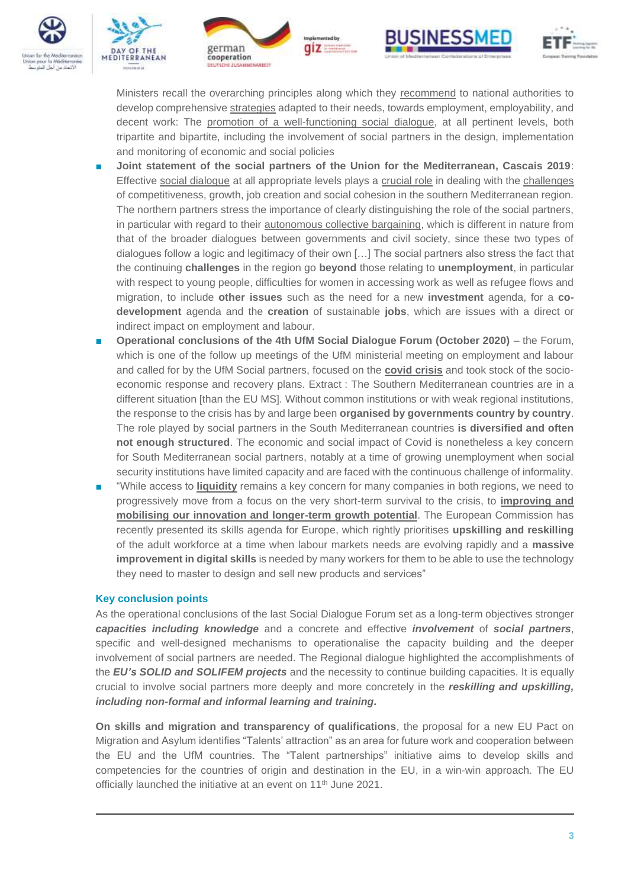Ministers recall the overarching principles along which they recommend to national authorities to develop comprehensive strategies adapted to their needs, towards employment, employability, and decent work: The promotion of a well-functioning social dialogue, at all pertinent levels, both tripartite and bipartite, including the involvement of social partners in the design, implementation and monitoring of economic and social policies

- **Joint statement of the social partners of the Union for the Mediterranean, Cascais 2019**: Effective social dialogue at all appropriate levels plays a crucial role in dealing with the challenges of competitiveness, growth, job creation and social cohesion in the southern Mediterranean region. The northern partners stress the importance of clearly distinguishing the role of the social partners, in particular with regard to their autonomous collective bargaining, which is different in nature from that of the broader dialogues between governments and civil society, since these two types of dialogues follow a logic and legitimacy of their own […] The social partners also stress the fact that the continuing **challenges** in the region go **beyond** those relating to **unemployment**, in particular with respect to young people, difficulties for women in accessing work as well as refugee flows and migration, to include **other issues** such as the need for a new **investment** agenda, for a **co-development** agenda and the **creation** of sustainable **jobs**, which are issues with a direct or indirect impact on employment and labour.
- **Operational conclusions of the 4th UfM Social Dialogue Forum (October 2020)** – the Forum, which is one of the follow up meetings of the UfM ministerial meeting on employment and labour and called for by the UfM Social partners, focused on the **covid crisis** and took stock of the socio-economic response and recovery plans. Extract : The Southern Mediterranean countries are in a different situation [than the EU MS]. Without common institutions or with weak regional institutions, the response to the crisis has by and large been **organised by governments country by country**. The role played by social partners in the South Mediterranean countries **is diversified and often not enough structured**. The economic and social impact of Covid is nonetheless a key concern for South Mediterranean social partners, notably at a time of growing unemployment when social security institutions have limited capacity and are faced with the continuous challenge of informality.
- "While access to **liquidity** remains a key concern for many companies in both regions, we need to progressively move from a focus on the very short-term survival to the crisis, to **improving and mobilising our innovation and longer-term growth potential**. The European Commission has recently presented its skills agenda for Europe, which rightly prioritises **upskilling and reskilling** of the adult workforce at a time when labour markets needs are evolving rapidly and a **massive improvement in digital skills** is needed by many workers for them to be able to use the technology they need to master to design and sell new products and services"

### Key conclusion points

As the operational conclusions of the last Social Dialogue Forum set as a long-term objectives stronger ***capacities including knowledge*** and a concrete and effective ***involvement*** of ***social partners***, specific and well-designed mechanisms to operationalise the capacity building and the deeper involvement of social partners are needed. The Regional dialogue highlighted the accomplishments of the ***EU's SOLID and SOLIFEM projects*** and the necessity to continue building capacities. It is equally crucial to involve social partners more deeply and more concretely in the ***reskilling and upskilling, including non-formal and informal learning and training.***

**On skills and migration and transparency of qualifications**, the proposal for a new EU Pact on Migration and Asylum identifies "Talents' attraction" as an area for future work and cooperation between the EU and the UfM countries. The "Talent partnerships" initiative aims to develop skills and competencies for the countries of origin and destination in the EU, in a win-win approach. The EU officially launched the initiative at an event on 11th June 2021.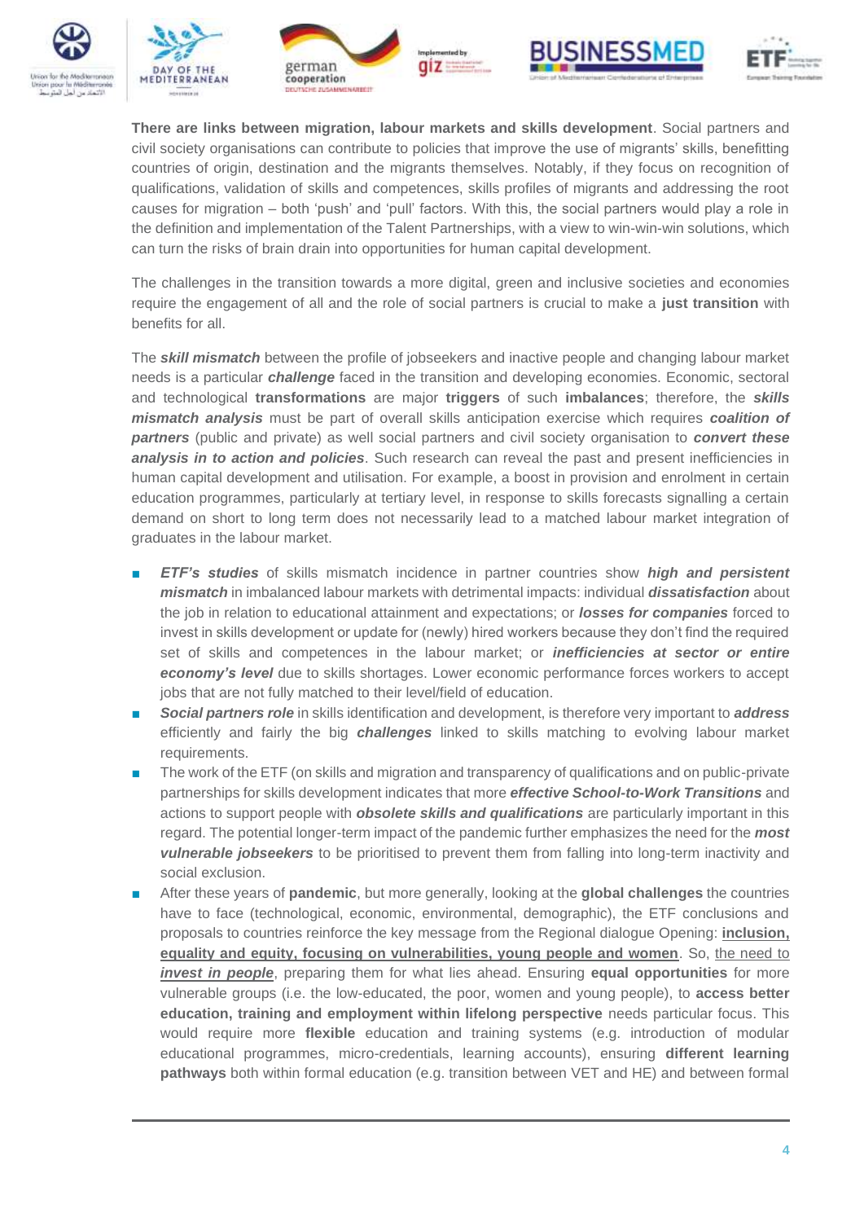**There are links between migration, labour markets and skills development**. Social partners and civil society organisations can contribute to policies that improve the use of migrants' skills, benefitting countries of origin, destination and the migrants themselves. Notably, if they focus on recognition of qualifications, validation of skills and competences, skills profiles of migrants and addressing the root causes for migration – both 'push' and 'pull' factors. With this, the social partners would play a role in the definition and implementation of the Talent Partnerships, with a view to win-win-win solutions, which can turn the risks of brain drain into opportunities for human capital development.

The challenges in the transition towards a more digital, green and inclusive societies and economies require the engagement of all and the role of social partners is crucial to make a **just transition** with benefits for all.

The ***skill mismatch*** between the profile of jobseekers and inactive people and changing labour market needs is a particular ***challenge*** faced in the transition and developing economies. Economic, sectoral and technological **transformations** are major **triggers** of such **imbalances**; therefore, the ***skills mismatch analysis*** must be part of overall skills anticipation exercise which requires ***coalition of partners*** (public and private) as well social partners and civil society organisation to ***convert these analysis in to action and policies***. Such research can reveal the past and present inefficiencies in human capital development and utilisation. For example, a boost in provision and enrolment in certain education programmes, particularly at tertiary level, in response to skills forecasts signalling a certain demand on short to long term does not necessarily lead to a matched labour market integration of graduates in the labour market.

- ***ETF's studies*** of skills mismatch incidence in partner countries show ***high and persistent mismatch*** in imbalanced labour markets with detrimental impacts: individual ***dissatisfaction*** about the job in relation to educational attainment and expectations; or ***losses for companies*** forced to invest in skills development or update for (newly) hired workers because they don't find the required set of skills and competences in the labour market; or ***inefficiencies at sector or entire economy's level*** due to skills shortages. Lower economic performance forces workers to accept jobs that are not fully matched to their level/field of education.
- ***Social partners role*** in skills identification and development, is therefore very important to ***address*** efficiently and fairly the big ***challenges*** linked to skills matching to evolving labour market requirements.
- The work of the ETF (on skills and migration and transparency of qualifications and on public-private partnerships for skills development indicates that more ***effective School-to-Work Transitions*** and actions to support people with ***obsolete skills and qualifications*** are particularly important in this regard. The potential longer-term impact of the pandemic further emphasizes the need for the ***most vulnerable jobseekers*** to be prioritised to prevent them from falling into long-term inactivity and social exclusion.
- After these years of **pandemic**, but more generally, looking at the **global challenges** the countries have to face (technological, economic, environmental, demographic), the ETF conclusions and proposals to countries reinforce the key message from the Regional dialogue Opening: <u>**inclusion, equality and equity, focusing on vulnerabilities, young people and women**</u>. So, <u>the need to ***invest in people***</u>, preparing them for what lies ahead. Ensuring **equal opportunities** for more vulnerable groups (i.e. the low-educated, the poor, women and young people), to **access better education, training and employment within lifelong perspective** needs particular focus. This would require more **flexible** education and training systems (e.g. introduction of modular educational programmes, micro-credentials, learning accounts), ensuring **different learning pathways** both within formal education (e.g. transition between VET and HE) and between formal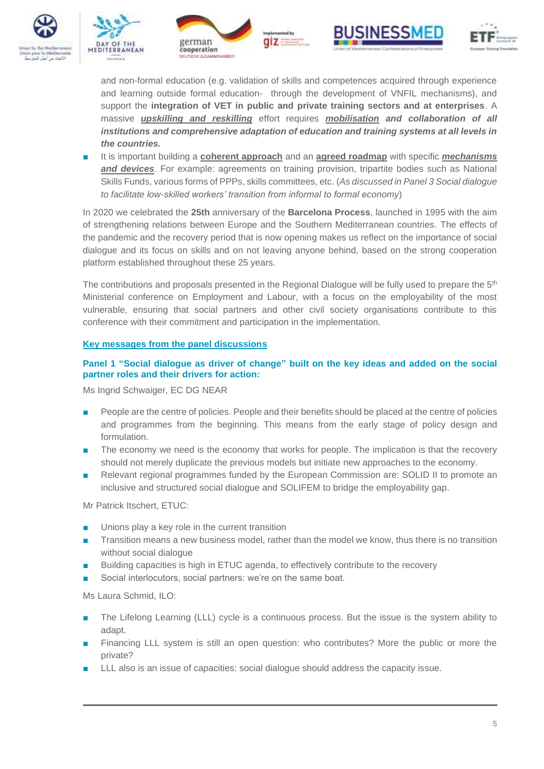and non-formal education (e.g. validation of skills and competences acquired through experience and learning outside formal education- through the development of VNFIL mechanisms), and support the **integration of VET in public and private training sectors and at enterprises**. A massive ***upskilling and reskilling*** effort requires ***mobilisation and collaboration of all institutions and comprehensive adaptation of education and training systems at all levels in the countries.***

- It is important building a **coherent approach** and an **agreed roadmap** with specific ***mechanisms and devices***. For example: agreements on training provision, tripartite bodies such as National Skills Funds, various forms of PPPs, skills committees, etc. (*As discussed in Panel 3 Social dialogue to facilitate low-skilled workers' transition from informal to formal economy*)

In 2020 we celebrated the **25th** anniversary of the **Barcelona Process**, launched in 1995 with the aim of strengthening relations between Europe and the Southern Mediterranean countries. The effects of the pandemic and the recovery period that is now opening makes us reflect on the importance of social dialogue and its focus on skills and on not leaving anyone behind, based on the strong cooperation platform established throughout these 25 years.

The contributions and proposals presented in the Regional Dialogue will be fully used to prepare the 5th Ministerial conference on Employment and Labour, with a focus on the employability of the most vulnerable, ensuring that social partners and other civil society organisations contribute to this conference with their commitment and participation in the implementation.

## Key messages from the panel discussions

### Panel 1 "Social dialogue as driver of change" built on the key ideas and added on the social partner roles and their drivers for action:

Ms Ingrid Schwaiger, EC DG NEAR

- People are the centre of policies. People and their benefits should be placed at the centre of policies and programmes from the beginning. This means from the early stage of policy design and formulation.
- The economy we need is the economy that works for people. The implication is that the recovery should not merely duplicate the previous models but initiate new approaches to the economy.
- Relevant regional programmes funded by the European Commission are: SOLID II to promote an inclusive and structured social dialogue and SOLIFEM to bridge the employability gap.

Mr Patrick Itschert, ETUC:

- Unions play a key role in the current transition
- Transition means a new business model, rather than the model we know, thus there is no transition without social dialogue
- Building capacities is high in ETUC agenda, to effectively contribute to the recovery
- Social interlocutors, social partners: we're on the same boat.

Ms Laura Schmid, ILO:

- The Lifelong Learning (LLL) cycle is a continuous process. But the issue is the system ability to adapt.
- Financing LLL system is still an open question: who contributes? More the public or more the private?
- LLL also is an issue of capacities: social dialogue should address the capacity issue.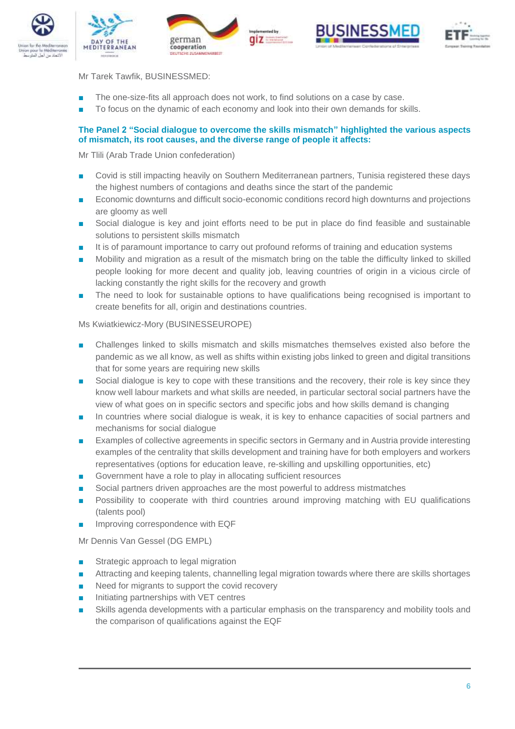Mr Tarek Tawfik, BUSINESSMED:

- The one-size-fits all approach does not work, to find solutions on a case by case.
- To focus on the dynamic of each economy and look into their own demands for skills.

**The Panel 2 "Social dialogue to overcome the skills mismatch" highlighted the various aspects of mismatch, its root causes, and the diverse range of people it affects:**

Mr Tlili (Arab Trade Union confederation)

- Covid is still impacting heavily on Southern Mediterranean partners, Tunisia registered these days the highest numbers of contagions and deaths since the start of the pandemic
- Economic downturns and difficult socio-economic conditions record high downturns and projections are gloomy as well
- Social dialogue is key and joint efforts need to be put in place do find feasible and sustainable solutions to persistent skills mismatch
- It is of paramount importance to carry out profound reforms of training and education systems
- Mobility and migration as a result of the mismatch bring on the table the difficulty linked to skilled people looking for more decent and quality job, leaving countries of origin in a vicious circle of lacking constantly the right skills for the recovery and growth
- The need to look for sustainable options to have qualifications being recognised is important to create benefits for all, origin and destinations countries.

Ms Kwiatkiewicz-Mory (BUSINESSEUROPE)

- Challenges linked to skills mismatch and skills mismatches themselves existed also before the pandemic as we all know, as well as shifts within existing jobs linked to green and digital transitions that for some years are requiring new skills
- Social dialogue is key to cope with these transitions and the recovery, their role is key since they know well labour markets and what skills are needed, in particular sectoral social partners have the view of what goes on in specific sectors and specific jobs and how skills demand is changing
- In countries where social dialogue is weak, it is key to enhance capacities of social partners and mechanisms for social dialogue
- Examples of collective agreements in specific sectors in Germany and in Austria provide interesting examples of the centrality that skills development and training have for both employers and workers representatives (options for education leave, re-skilling and upskilling opportunities, etc)
- Government have a role to play in allocating sufficient resources
- Social partners driven approaches are the most powerful to address mistmatches
- Possibility to cooperate with third countries around improving matching with EU qualifications (talents pool)
- Improving correspondence with EQF

Mr Dennis Van Gessel (DG EMPL)

- Strategic approach to legal migration
- Attracting and keeping talents, channelling legal migration towards where there are skills shortages
- Need for migrants to support the covid recovery
- Initiating partnerships with VET centres
- Skills agenda developments with a particular emphasis on the transparency and mobility tools and the comparison of qualifications against the EQF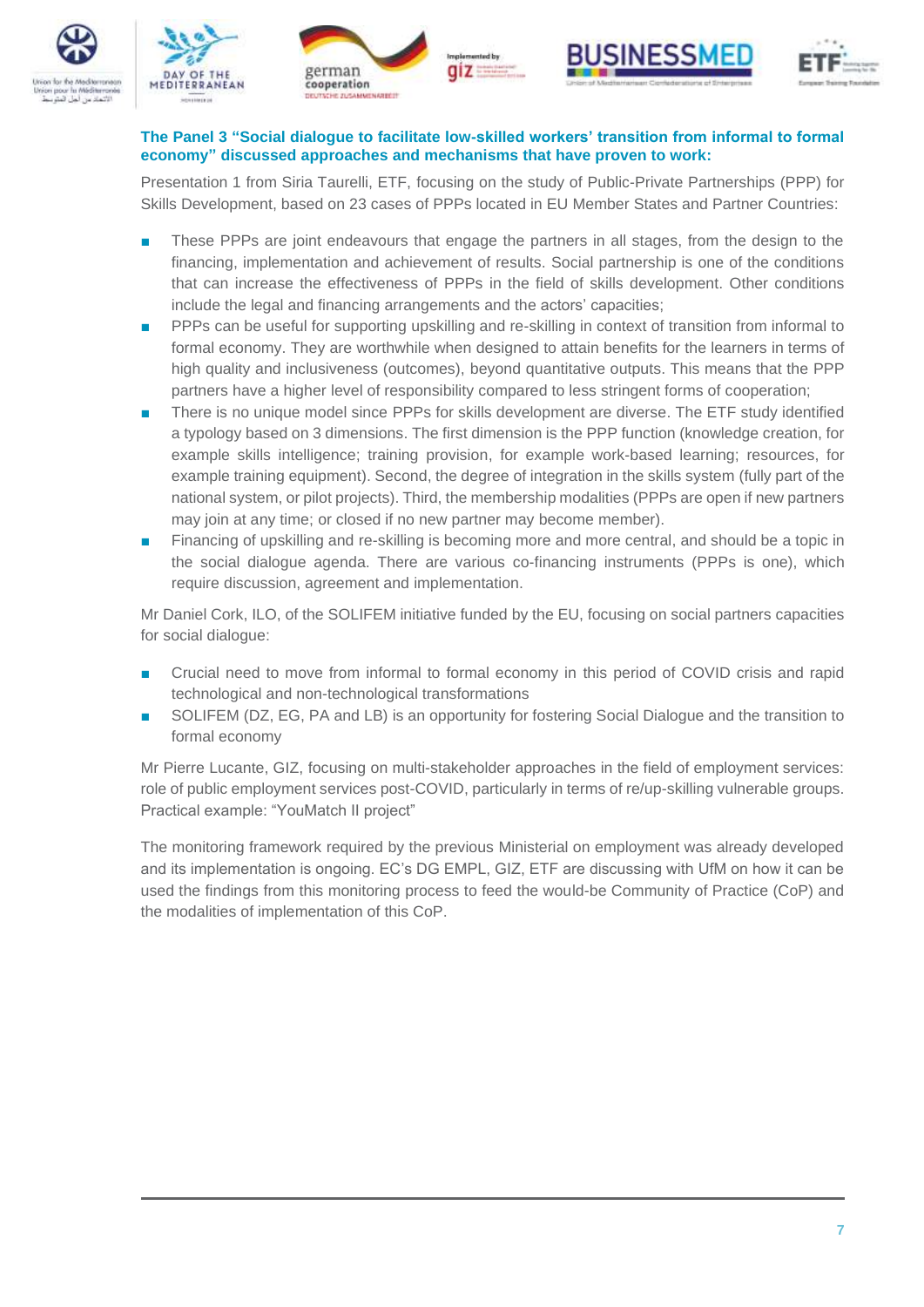**The Panel 3 "Social dialogue to facilitate low-skilled workers' transition from informal to formal economy" discussed approaches and mechanisms that have proven to work:**

Presentation 1 from Siria Taurelli, ETF, focusing on the study of Public-Private Partnerships (PPP) for Skills Development, based on 23 cases of PPPs located in EU Member States and Partner Countries:

- These PPPs are joint endeavours that engage the partners in all stages, from the design to the financing, implementation and achievement of results. Social partnership is one of the conditions that can increase the effectiveness of PPPs in the field of skills development. Other conditions include the legal and financing arrangements and the actors' capacities;
- PPPs can be useful for supporting upskilling and re-skilling in context of transition from informal to formal economy. They are worthwhile when designed to attain benefits for the learners in terms of high quality and inclusiveness (outcomes), beyond quantitative outputs. This means that the PPP partners have a higher level of responsibility compared to less stringent forms of cooperation;
- There is no unique model since PPPs for skills development are diverse. The ETF study identified a typology based on 3 dimensions. The first dimension is the PPP function (knowledge creation, for example skills intelligence; training provision, for example work-based learning; resources, for example training equipment). Second, the degree of integration in the skills system (fully part of the national system, or pilot projects). Third, the membership modalities (PPPs are open if new partners may join at any time; or closed if no new partner may become member).
- Financing of upskilling and re-skilling is becoming more and more central, and should be a topic in the social dialogue agenda. There are various co-financing instruments (PPPs is one), which require discussion, agreement and implementation.

Mr Daniel Cork, ILO, of the SOLIFEM initiative funded by the EU, focusing on social partners capacities for social dialogue:

- Crucial need to move from informal to formal economy in this period of COVID crisis and rapid technological and non-technological transformations
- SOLIFEM (DZ, EG, PA and LB) is an opportunity for fostering Social Dialogue and the transition to formal economy

Mr Pierre Lucante, GIZ, focusing on multi-stakeholder approaches in the field of employment services: role of public employment services post-COVID, particularly in terms of re/up-skilling vulnerable groups. Practical example: "YouMatch II project"

The monitoring framework required by the previous Ministerial on employment was already developed and its implementation is ongoing. EC's DG EMPL, GIZ, ETF are discussing with UfM on how it can be used the findings from this monitoring process to feed the would-be Community of Practice (CoP) and the modalities of implementation of this CoP.